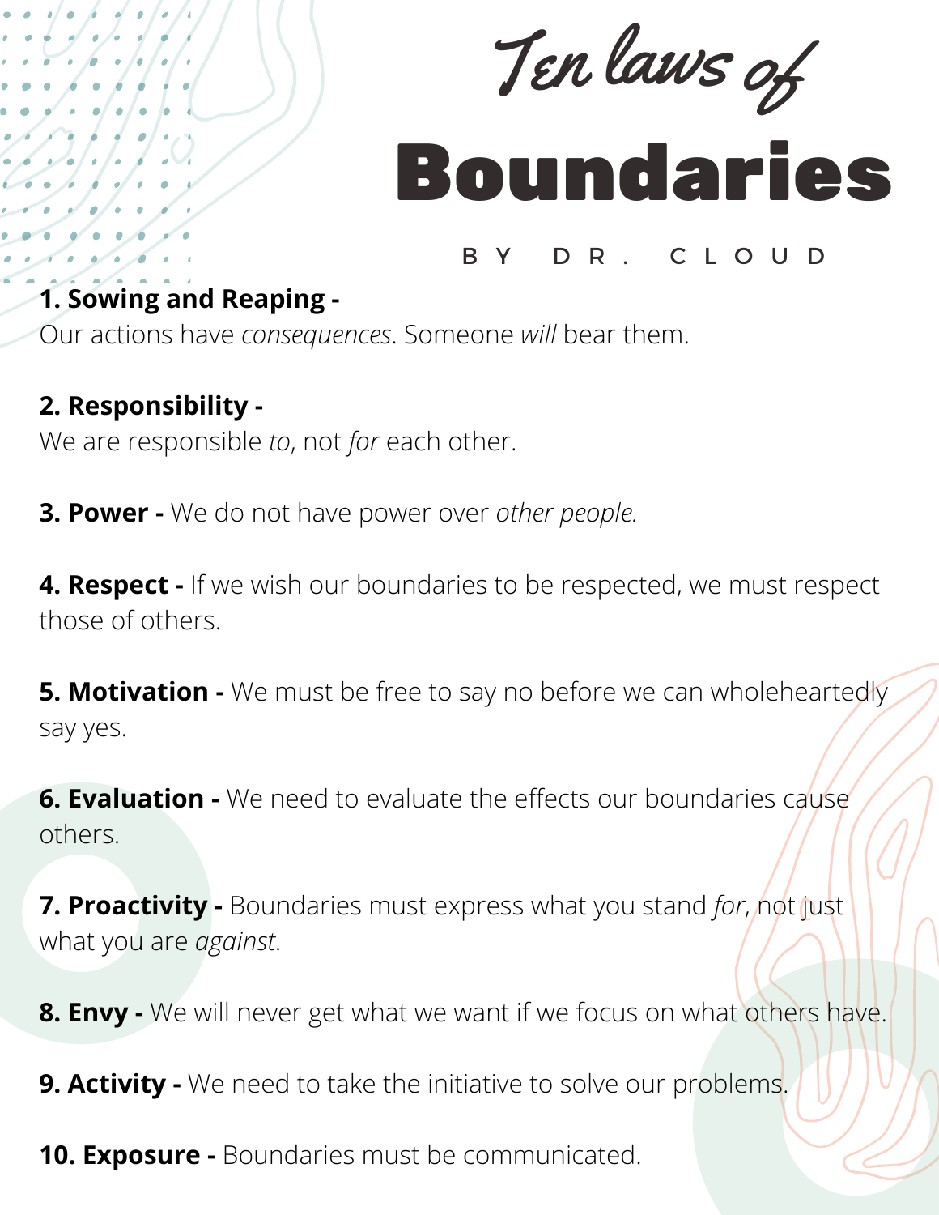# Ten laws of Boundaries

BY DR. CLOUD

**1. Sowing and Reaping -**
Our actions have *consequences*. Someone *will* bear them.

**2. Responsibility -**
We are responsible *to*, not *for* each other.

**3. Power -** We do not have power over *other people.*

**4. Respect -** If we wish our boundaries to be respected, we must respect those of others.

**5. Motivation -** We must be free to say no before we can wholeheartedly say yes.

**6. Evaluation -** We need to evaluate the effects our boundaries cause others.

**7. Proactivity -** Boundaries must express what you stand *for*, not just what you are *against*.

**8. Envy -** We will never get what we want if we focus on what others have.

**9. Activity -** We need to take the initiative to solve our problems.

**10. Exposure -** Boundaries must be communicated.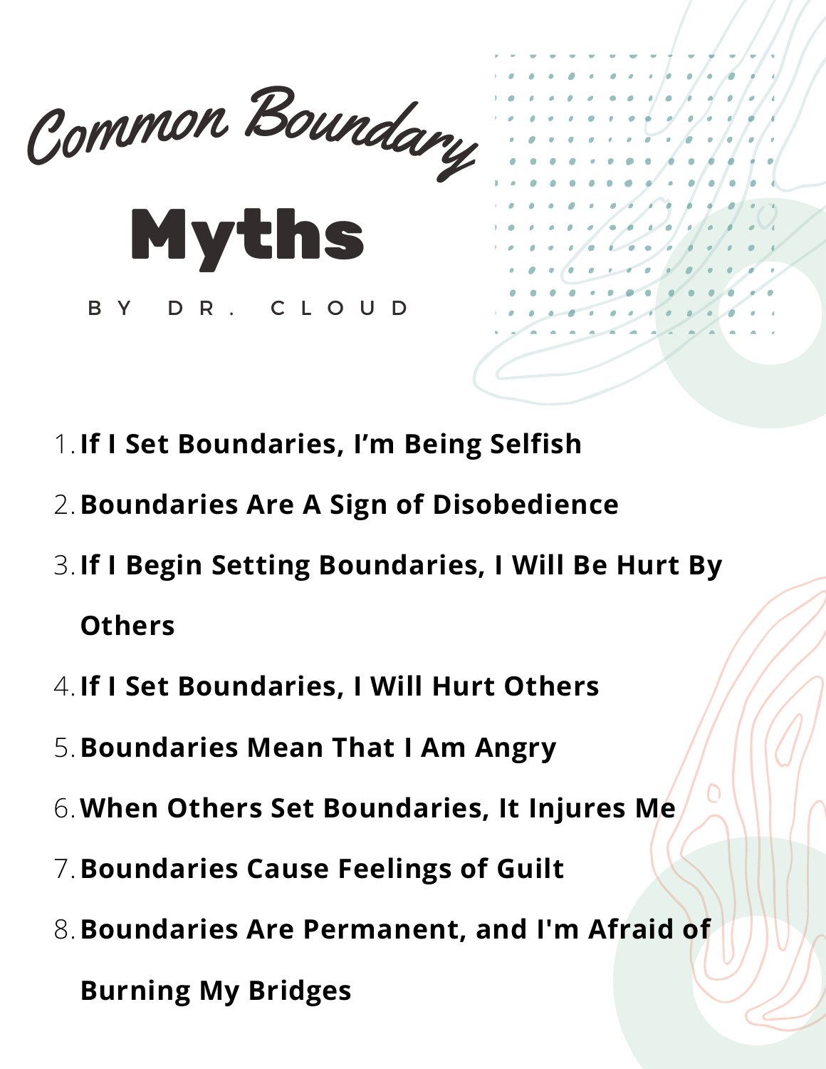# Common Boundary Myths

BY DR. CLOUD

1. **If I Set Boundaries, I'm Being Selfish**
2. **Boundaries Are A Sign of Disobedience**
3. **If I Begin Setting Boundaries, I Will Be Hurt By Others**
4. **If I Set Boundaries, I Will Hurt Others**
5. **Boundaries Mean That I Am Angry**
6. **When Others Set Boundaries, It Injures Me**
7. **Boundaries Cause Feelings of Guilt**
8. **Boundaries Are Permanent, and I'm Afraid of Burning My Bridges**